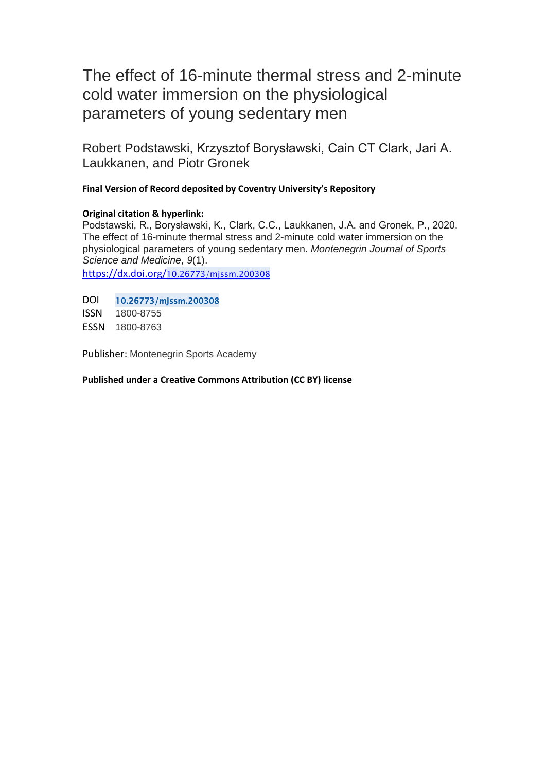# The effect of 16-minute thermal stress and 2-minute cold water immersion on the physiological parameters of young sedentary men

Robert Podstawski, Krzysztof Borysławski, Cain CT Clark, Jari A. Laukkanen, and Piotr Gronek

**Final Version of Record deposited by Coventry University's Repository**

**Original citation & hyperlink:**

Podstawski, R., Borysławski, K., Clark, C.C., Laukkanen, J.A. and Gronek, P., 2020. The effect of 16-minute thermal stress and 2-minute cold water immersion on the physiological parameters of young sedentary men. *Montenegrin Journal of Sports Science and Medicine*, *9*(1).

https://dx.doi.org/10.26773/mjssm.200308

DOI 10.26773/mjssm.200308

ISSN 1800-8755

ESSN 1800-8763

Publisher: Montenegrin Sports Academy

**Published under a Creative Commons Attribution (CC BY) license**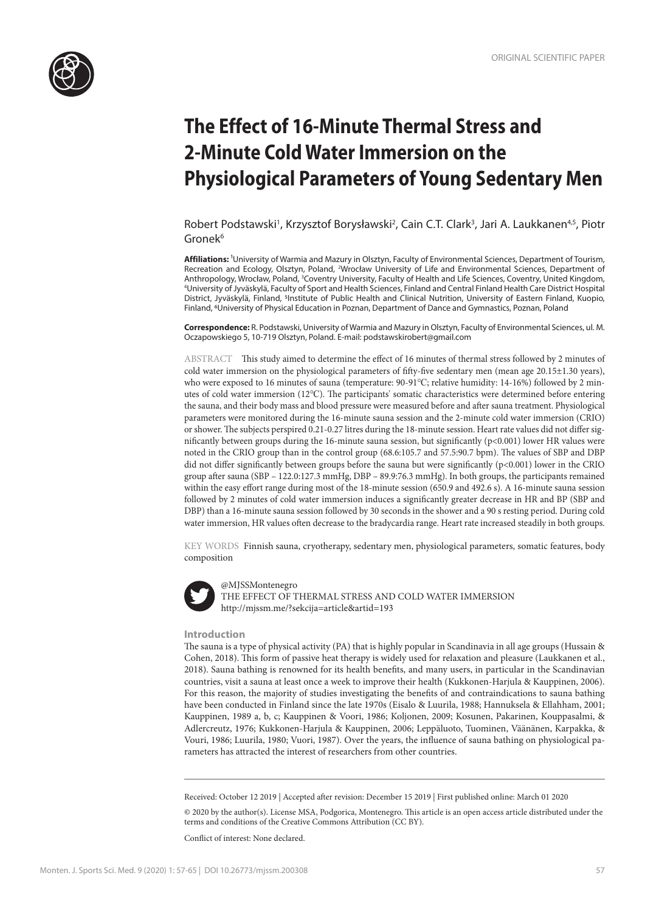ORIGINAL SCIENTIFIC PAPER

# The Effect of 16-Minute Thermal Stress and 2-Minute Cold Water Immersion on the Physiological Parameters of Young Sedentary Men

Robert Podstawski[1], Krzysztof Borysławski[2], Cain C.T. Clark[3], Jari A. Laukkanen[4,5], Piotr Gronek[6]

**Affiliations:** [1]University of Warmia and Mazury in Olsztyn, Faculty of Environmental Sciences, Department of Tourism, Recreation and Ecology, Olsztyn, Poland, [2]Wrocław University of Life and Environmental Sciences, Department of Anthropology, Wrocław, Poland, [3]Coventry University, Faculty of Health and Life Sciences, Coventry, United Kingdom, [4]University of Jyväskylä, Faculty of Sport and Health Sciences, Finland and Central Finland Health Care District Hospital District, Jyväskylä, Finland, [5]Institute of Public Health and Clinical Nutrition, University of Eastern Finland, Kuopio, Finland, [6]University of Physical Education in Poznan, Department of Dance and Gymnastics, Poznan, Poland

**Correspondence:** R. Podstawski, University of Warmia and Mazury in Olsztyn, Faculty of Environmental Sciences, ul. M. Oczapowskiego 5, 10-719 Olsztyn, Poland. E-mail: podstawskirobert@gmail.com

ABSTRACT This study aimed to determine the effect of 16 minutes of thermal stress followed by 2 minutes of cold water immersion on the physiological parameters of fifty-five sedentary men (mean age 20.15±1.30 years), who were exposed to 16 minutes of sauna (temperature: 90-91°C; relative humidity: 14-16%) followed by 2 minutes of cold water immersion (12°C). The participants' somatic characteristics were determined before entering the sauna, and their body mass and blood pressure were measured before and after sauna treatment. Physiological parameters were monitored during the 16-minute sauna session and the 2-minute cold water immersion (CRIO) or shower. The subjects perspired 0.21-0.27 litres during the 18-minute session. Heart rate values did not differ significantly between groups during the 16-minute sauna session, but significantly ($p<0.001$) lower HR values were noted in the CRIO group than in the control group (68.6:105.7 and 57.5:90.7 bpm). The values of SBP and DBP did not differ significantly between groups before the sauna but were significantly ($p<0.001$) lower in the CRIO group after sauna (SBP – 122.0:127.3 mmHg, DBP – 89.9:76.3 mmHg). In both groups, the participants remained within the easy effort range during most of the 18-minute session (650.9 and 492.6 s). A 16-minute sauna session followed by 2 minutes of cold water immersion induces a significantly greater decrease in HR and BP (SBP and DBP) than a 16-minute sauna session followed by 30 seconds in the shower and a 90 s resting period. During cold water immersion, HR values often decrease to the bradycardia range. Heart rate increased steadily in both groups.

KEY WORDS Finnish sauna, cryotherapy, sedentary men, physiological parameters, somatic features, body composition

@MJSSMontenegro
THE EFFECT OF THERMAL STRESS AND COLD WATER IMMERSION
http://mjssm.me/?sekcija=article&artid=193

## Introduction

The sauna is a type of physical activity (PA) that is highly popular in Scandinavia in all age groups (Hussain & Cohen, 2018). This form of passive heat therapy is widely used for relaxation and pleasure (Laukkanen et al., 2018). Sauna bathing is renowned for its health benefits, and many users, in particular in the Scandinavian countries, visit a sauna at least once a week to improve their health (Kukkonen-Harjula & Kauppinen, 2006). For this reason, the majority of studies investigating the benefits of and contraindications to sauna bathing have been conducted in Finland since the late 1970s (Eisalo & Luurila, 1988; Hannuksela & Ellahham, 2001; Kauppinen, 1989 a, b, c; Kauppinen & Voori, 1986; Koljonen, 2009; Kosunen, Pakarinen, Kouppasalmi, & Adlercreutz, 1976; Kukkonen-Harjula & Kauppinen, 2006; Leppäluoto, Tuominen, Väänänen, Karpakka, & Vouri, 1986; Luurila, 1980; Vuori, 1987). Over the years, the influence of sauna bathing on physiological parameters has attracted the interest of researchers from other countries.

Received: October 12 2019 | Accepted after revision: December 15 2019 | First published online: March 01 2020

© 2020 by the author(s). License MSA, Podgorica, Montenegro. This article is an open access article distributed under the terms and conditions of the Creative Commons Attribution (CC BY).

Conflict of interest: None declared.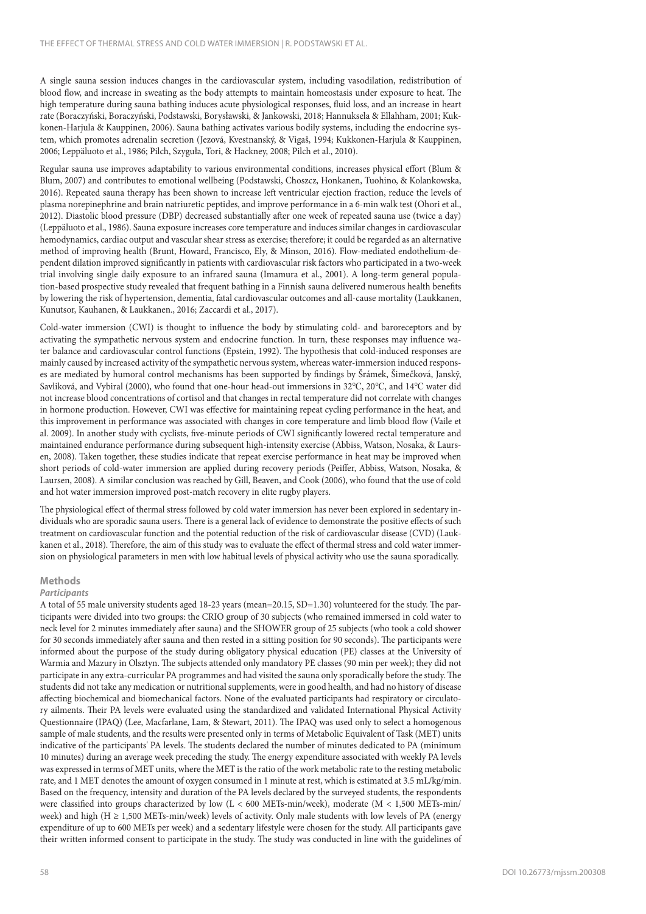A single sauna session induces changes in the cardiovascular system, including vasodilation, redistribution of blood flow, and increase in sweating as the body attempts to maintain homeostasis under exposure to heat. The high temperature during sauna bathing induces acute physiological responses, fluid loss, and an increase in heart rate (Boraczyński, Boraczyński, Podstawski, Borysławski, & Jankowski, 2018; Hannuksela & Ellahham, 2001; Kukkonen-Harjula & Kauppinen, 2006). Sauna bathing activates various bodily systems, including the endocrine system, which promotes adrenalin secretion (Jezová, Kvestnanský, & Vigaš, 1994; Kukkonen-Harjula & Kauppinen, 2006; Leppäluoto et al., 1986; Pilch, Szyguła, Tori, & Hackney, 2008; Pilch et al., 2010).

Regular sauna use improves adaptability to various environmental conditions, increases physical effort (Blum & Blum, 2007) and contributes to emotional wellbeing (Podstawski, Choszcz, Honkanen, Tuohino, & Kolankowska, 2016). Repeated sauna therapy has been shown to increase left ventricular ejection fraction, reduce the levels of plasma norepinephrine and brain natriuretic peptides, and improve performance in a 6-min walk test (Ohori et al., 2012). Diastolic blood pressure (DBP) decreased substantially after one week of repeated sauna use (twice a day) (Leppäluoto et al., 1986). Sauna exposure increases core temperature and induces similar changes in cardiovascular hemodynamics, cardiac output and vascular shear stress as exercise; therefore; it could be regarded as an alternative method of improving health (Brunt, Howard, Francisco, Ely, & Minson, 2016). Flow-mediated endothelium-dependent dilation improved significantly in patients with cardiovascular risk factors who participated in a two-week trial involving single daily exposure to an infrared sauna (Imamura et al., 2001). A long-term general population-based prospective study revealed that frequent bathing in a Finnish sauna delivered numerous health benefits by lowering the risk of hypertension, dementia, fatal cardiovascular outcomes and all-cause mortality (Laukkanen, Kunutsor, Kauhanen, & Laukkanen., 2016; Zaccardi et al., 2017).

Cold-water immersion (CWI) is thought to influence the body by stimulating cold- and baroreceptors and by activating the sympathetic nervous system and endocrine function. In turn, these responses may influence water balance and cardiovascular control functions (Epstein, 1992). The hypothesis that cold-induced responses are mainly caused by increased activity of the sympathetic nervous system, whereas water-immersion induced responses are mediated by humoral control mechanisms has been supported by findings by Šrámek, Šimečková, Janský, Savliková, and Vybiral (2000), who found that one-hour head-out immersions in 32°C, 20°C, and 14°C water did not increase blood concentrations of cortisol and that changes in rectal temperature did not correlate with changes in hormone production. However, CWI was effective for maintaining repeat cycling performance in the heat, and this improvement in performance was associated with changes in core temperature and limb blood flow (Vaile et al. 2009). In another study with cyclists, five-minute periods of CWI significantly lowered rectal temperature and maintained endurance performance during subsequent high-intensity exercise (Abbiss, Watson, Nosaka, & Laursen, 2008). Taken together, these studies indicate that repeat exercise performance in heat may be improved when short periods of cold-water immersion are applied during recovery periods (Peiffer, Abbiss, Watson, Nosaka, & Laursen, 2008). A similar conclusion was reached by Gill, Beaven, and Cook (2006), who found that the use of cold and hot water immersion improved post-match recovery in elite rugby players.

The physiological effect of thermal stress followed by cold water immersion has never been explored in sedentary individuals who are sporadic sauna users. There is a general lack of evidence to demonstrate the positive effects of such treatment on cardiovascular function and the potential reduction of the risk of cardiovascular disease (CVD) (Laukkanen et al., 2018). Therefore, the aim of this study was to evaluate the effect of thermal stress and cold water immersion on physiological parameters in men with low habitual levels of physical activity who use the sauna sporadically.

## Methods

### Participants

A total of 55 male university students aged 18-23 years (mean=20.15, SD=1.30) volunteered for the study. The participants were divided into two groups: the CRIO group of 30 subjects (who remained immersed in cold water to neck level for 2 minutes immediately after sauna) and the SHOWER group of 25 subjects (who took a cold shower for 30 seconds immediately after sauna and then rested in a sitting position for 90 seconds). The participants were informed about the purpose of the study during obligatory physical education (PE) classes at the University of Warmia and Mazury in Olsztyn. The subjects attended only mandatory PE classes (90 min per week); they did not participate in any extra-curricular PA programmes and had visited the sauna only sporadically before the study. The students did not take any medication or nutritional supplements, were in good health, and had no history of disease affecting biochemical and biomechanical factors. None of the evaluated participants had respiratory or circulatory ailments. Their PA levels were evaluated using the standardized and validated International Physical Activity Questionnaire (IPAQ) (Lee, Macfarlane, Lam, & Stewart, 2011). The IPAQ was used only to select a homogenous sample of male students, and the results were presented only in terms of Metabolic Equivalent of Task (MET) units indicative of the participants' PA levels. The students declared the number of minutes dedicated to PA (minimum 10 minutes) during an average week preceding the study. The energy expenditure associated with weekly PA levels was expressed in terms of MET units, where the MET is the ratio of the work metabolic rate to the resting metabolic rate, and 1 MET denotes the amount of oxygen consumed in 1 minute at rest, which is estimated at 3.5 mL/kg/min. Based on the frequency, intensity and duration of the PA levels declared by the surveyed students, the respondents were classified into groups characterized by low (L < 600 METs-min/week), moderate (M < 1,500 METs-min/week) and high (H ≥ 1,500 METs-min/week) levels of activity. Only male students with low levels of PA (energy expenditure of up to 600 METs per week) and a sedentary lifestyle were chosen for the study. All participants gave their written informed consent to participate in the study. The study was conducted in line with the guidelines of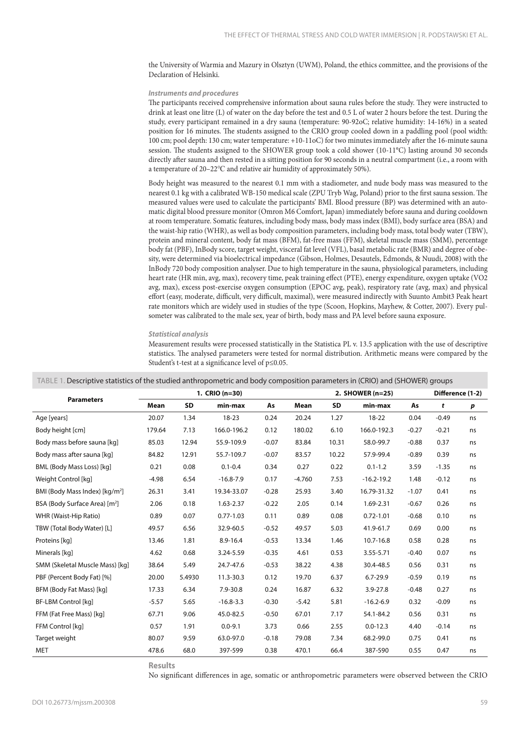the University of Warmia and Mazury in Olsztyn (UWM), Poland, the ethics committee, and the provisions of the Declaration of Helsinki.

### *Instruments and procedures*

The participants received comprehensive information about sauna rules before the study. They were instructed to drink at least one litre (L) of water on the day before the test and 0.5 L of water 2 hours before the test. During the study, every participant remained in a dry sauna (temperature: 90-92oC; relative humidity: 14-16%) in a seated position for 16 minutes. The students assigned to the CRIO group cooled down in a paddling pool (pool width: 100 cm; pool depth: 130 cm; water temperature: +10-11oC) for two minutes immediately after the 16-minute sauna session. The students assigned to the SHOWER group took a cold shower (10-11°C) lasting around 30 seconds directly after sauna and then rested in a sitting position for 90 seconds in a neutral compartment (i.e., a room with a temperature of 20–22°C and relative air humidity of approximately 50%).

Body height was measured to the nearest 0.1 mm with a stadiometer, and nude body mass was measured to the nearest 0.1 kg with a calibrated WB-150 medical scale (ZPU Tryb Wag, Poland) prior to the first sauna session. The measured values were used to calculate the participants' BMI. Blood pressure (BP) was determined with an automatic digital blood pressure monitor (Omron M6 Comfort, Japan) immediately before sauna and during cooldown at room temperature. Somatic features, including body mass, body mass index (BMI), body surface area (BSA) and the waist-hip ratio (WHR), as well as body composition parameters, including body mass, total body water (TBW), protein and mineral content, body fat mass (BFM), fat-free mass (FFM), skeletal muscle mass (SMM), percentage body fat (PBF), InBody score, target weight, visceral fat level (VFL), basal metabolic rate (BMR) and degree of obesity, were determined via bioelectrical impedance (Gibson, Holmes, Desautels, Edmonds, & Nuudi, 2008) with the InBody 720 body composition analyser. Due to high temperature in the sauna, physiological parameters, including heart rate (HR min, avg, max), recovery time, peak training effect (PTE), energy expenditure, oxygen uptake (VO2 avg, max), excess post-exercise oxygen consumption (EPOC avg, peak), respiratory rate (avg, max) and physical effort (easy, moderate, difficult, very difficult, maximal), were measured indirectly with Suunto Ambit3 Peak heart rate monitors which are widely used in studies of the type (Scoon, Hopkins, Mayhew, & Cotter, 2007). Every pulsometer was calibrated to the male sex, year of birth, body mass and PA level before sauna exposure.

### *Statistical analysis*

Measurement results were processed statistically in the Statistica PL v. 13.5 application with the use of descriptive statistics. The analysed parameters were tested for normal distribution. Arithmetic means were compared by the Student's t-test at a significance level of $p \leq 0.05$.

TABLE 1. Descriptive statistics of the studied anthropometric and body composition parameters in (CRIO) and (SHOWER) groups

| Parameters | 1. CRIO (n=30) | | | | 2. SHOWER (n=25) | | | | Difference (1-2) | |
|---|---|---|---|---|---|---|---|---|---|---|
| | Mean | SD | min-max | As | Mean | SD | min-max | As | *t* | *p* |
| Age [years] | 20.07 | 1.34 | 18-23 | 0.24 | 20.24 | 1.27 | 18-22 | 0.04 | -0.49 | ns |
| Body height [cm] | 179.64 | 7.13 | 166.0-196.2 | 0.12 | 180.02 | 6.10 | 166.0-192.3 | -0.27 | -0.21 | ns |
| Body mass before sauna [kg] | 85.03 | 12.94 | 55.9-109.9 | -0.07 | 83.84 | 10.31 | 58.0-99.7 | -0.88 | 0.37 | ns |
| Body mass after sauna [kg] | 84.82 | 12.91 | 55.7-109.7 | -0.07 | 83.57 | 10.22 | 57.9-99.4 | -0.89 | 0.39 | ns |
| BML (Body Mass Loss) [kg] | 0.21 | 0.08 | 0.1-0.4 | 0.34 | 0.27 | 0.22 | 0.1-1.2 | 3.59 | -1.35 | ns |
| Weight Control [kg] | -4.98 | 6.54 | -16.8-7.9 | 0.17 | -4.760 | 7.53 | -16.2-19.2 | 1.48 | -0.12 | ns |
| BMI (Body Mass Index) [kg/m$^2$] | 26.31 | 3.41 | 19.34-33.07 | -0.28 | 25.93 | 3.40 | 16.79-31.32 | -1.07 | 0.41 | ns |
| BSA (Body Surface Area) [m$^2$] | 2.06 | 0.18 | 1.63-2.37 | -0.22 | 2.05 | 0.14 | 1.69-2.31 | -0.67 | 0.26 | ns |
| WHR (Waist-Hip Ratio) | 0.89 | 0.07 | 0.77-1.03 | 0.11 | 0.89 | 0.08 | 0.72-1.01 | -0.68 | 0.10 | ns |
| TBW (Total Body Water) [L] | 49.57 | 6.56 | 32.9-60.5 | -0.52 | 49.57 | 5.03 | 41.9-61.7 | 0.69 | 0.00 | ns |
| Proteins [kg] | 13.46 | 1.81 | 8.9-16.4 | -0.53 | 13.34 | 1.46 | 10.7-16.8 | 0.58 | 0.28 | ns |
| Minerals [kg] | 4.62 | 0.68 | 3.24-5.59 | -0.35 | 4.61 | 0.53 | 3.55-5.71 | -0.40 | 0.07 | ns |
| SMM (Skeletal Muscle Mass) [kg] | 38.64 | 5.49 | 24.7-47.6 | -0.53 | 38.22 | 4.38 | 30.4-48.5 | 0.56 | 0.31 | ns |
| PBF (Percent Body Fat) [%] | 20.00 | 5.4930 | 11.3-30.3 | 0.12 | 19.70 | 6.37 | 6.7-29.9 | -0.59 | 0.19 | ns |
| BFM (Body Fat Mass) [kg] | 17.33 | 6.34 | 7.9-30.8 | 0.24 | 16.87 | 6.32 | 3.9-27.8 | -0.48 | 0.27 | ns |
| BF-LBM Control [kg] | -5.57 | 5.65 | -16.8-3.3 | -0.30 | -5.42 | 5.81 | -16.2-6.9 | 0.32 | -0.09 | ns |
| FFM (Fat Free Mass) [kg] | 67.71 | 9.06 | 45.0-82.5 | -0.50 | 67.01 | 7.17 | 54.1-84.2 | 0.56 | 0.31 | ns |
| FFM Control [kg] | 0.57 | 1.91 | 0.0-9.1 | 3.73 | 0.66 | 2.55 | 0.0-12.3 | 4.40 | -0.14 | ns |
| Target weight | 80.07 | 9.59 | 63.0-97.0 | -0.18 | 79.08 | 7.34 | 68.2-99.0 | 0.75 | 0.41 | ns |
| MET | 478.6 | 68.0 | 397-599 | 0.38 | 470.1 | 66.4 | 387-590 | 0.55 | 0.47 | ns |

## Results

No significant differences in age, somatic or anthropometric parameters were observed between the CRIO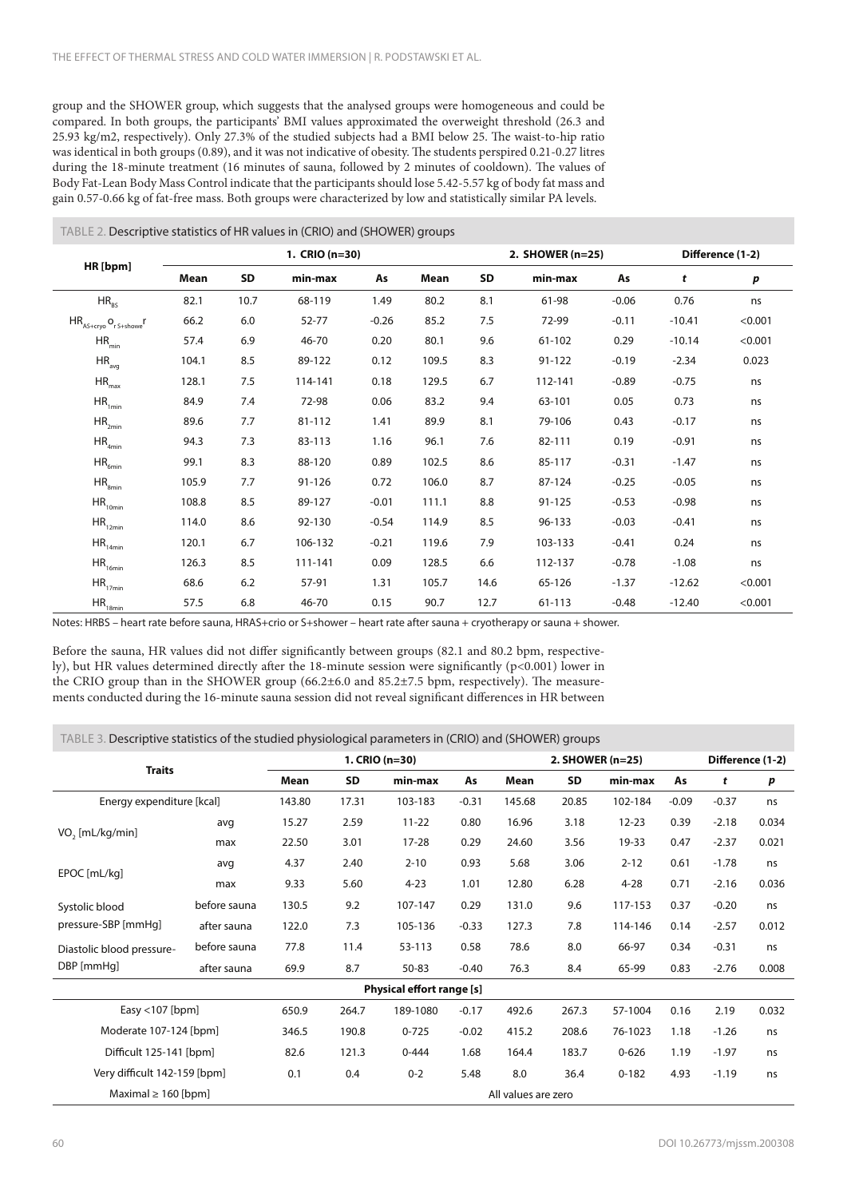group and the SHOWER group, which suggests that the analysed groups were homogeneous and could be compared. In both groups, the participants' BMI values approximated the overweight threshold (26.3 and 25.93 kg/m2, respectively). Only 27.3% of the studied subjects had a BMI below 25. The waist-to-hip ratio was identical in both groups (0.89), and it was not indicative of obesity. The students perspired 0.21-0.27 litres during the 18-minute treatment (16 minutes of sauna, followed by 2 minutes of cooldown). The values of Body Fat-Lean Body Mass Control indicate that the participants should lose 5.42-5.57 kg of body fat mass and gain 0.57-0.66 kg of fat-free mass. Both groups were characterized by low and statistically similar PA levels.

TABLE 2. Descriptive statistics of HR values in (CRIO) and (SHOWER) groups

| HR [bpm] | 1. CRIO (n=30) | | | | 2. SHOWER (n=25) | | | | Difference (1-2) | |
|---|---|---|---|---|---|---|---|---|---|---|
| | Mean | SD | min-max | As | Mean | SD | min-max | As | *t* | *p* |
| $HR_{BS}$ | 82.1 | 10.7 | 68-119 | 1.49 | 80.2 | 8.1 | 61-98 | -0.06 | 0.76 | ns |
| $HR_{AS+cryo}$ or $_{S+shower}$ | 66.2 | 6.0 | 52-77 | -0.26 | 85.2 | 7.5 | 72-99 | -0.11 | -10.41 | <0.001 |
| $HR_{min}$ | 57.4 | 6.9 | 46-70 | 0.20 | 80.1 | 9.6 | 61-102 | 0.29 | -10.14 | <0.001 |
| $HR_{avg}$ | 104.1 | 8.5 | 89-122 | 0.12 | 109.5 | 8.3 | 91-122 | -0.19 | -2.34 | 0.023 |
| $HR_{max}$ | 128.1 | 7.5 | 114-141 | 0.18 | 129.5 | 6.7 | 112-141 | -0.89 | -0.75 | ns |
| $HR_{1min}$ | 84.9 | 7.4 | 72-98 | 0.06 | 83.2 | 9.4 | 63-101 | 0.05 | 0.73 | ns |
| $HR_{2min}$ | 89.6 | 7.7 | 81-112 | 1.41 | 89.9 | 8.1 | 79-106 | 0.43 | -0.17 | ns |
| $HR_{4min}$ | 94.3 | 7.3 | 83-113 | 1.16 | 96.1 | 7.6 | 82-111 | 0.19 | -0.91 | ns |
| $HR_{6min}$ | 99.1 | 8.3 | 88-120 | 0.89 | 102.5 | 8.6 | 85-117 | -0.31 | -1.47 | ns |
| $HR_{8min}$ | 105.9 | 7.7 | 91-126 | 0.72 | 106.0 | 8.7 | 87-124 | -0.25 | -0.05 | ns |
| $HR_{10min}$ | 108.8 | 8.5 | 89-127 | -0.01 | 111.1 | 8.8 | 91-125 | -0.53 | -0.98 | ns |
| $HR_{12min}$ | 114.0 | 8.6 | 92-130 | -0.54 | 114.9 | 8.5 | 96-133 | -0.03 | -0.41 | ns |
| $HR_{14min}$ | 120.1 | 6.7 | 106-132 | -0.21 | 119.6 | 7.9 | 103-133 | -0.41 | 0.24 | ns |
| $HR_{16min}$ | 126.3 | 8.5 | 111-141 | 0.09 | 128.5 | 6.6 | 112-137 | -0.78 | -1.08 | ns |
| $HR_{17min}$ | 68.6 | 6.2 | 57-91 | 1.31 | 105.7 | 14.6 | 65-126 | -1.37 | -12.62 | <0.001 |
| $HR_{18min}$ | 57.5 | 6.8 | 46-70 | 0.15 | 90.7 | 12.7 | 61-113 | -0.48 | -12.40 | <0.001 |

Notes: HRBS – heart rate before sauna, HRAS+crio or S+shower – heart rate after sauna + cryotherapy or sauna + shower.

Before the sauna, HR values did not differ significantly between groups (82.1 and 80.2 bpm, respectively), but HR values determined directly after the 18-minute session were significantly (p<0.001) lower in the CRIO group than in the SHOWER group (66.2±6.0 and 85.2±7.5 bpm, respectively). The measurements conducted during the 16-minute sauna session did not reveal significant differences in HR between

TABLE 3. Descriptive statistics of the studied physiological parameters in (CRIO) and (SHOWER) groups

| Traits | | 1. CRIO (n=30) | | | | 2. SHOWER (n=25) | | | | Difference (1-2) | |
|---|---|---|---|---|---|---|---|---|---|---|---|
| | | Mean | SD | min-max | As | Mean | SD | min-max | As | *t* | *p* |
| Energy expenditure [kcal] | | 143.80 | 17.31 | 103-183 | -0.31 | 145.68 | 20.85 | 102-184 | -0.09 | -0.37 | ns |
| $VO_2$ [mL/kg/min] | avg | 15.27 | 2.59 | 11-22 | 0.80 | 16.96 | 3.18 | 12-23 | 0.39 | -2.18 | 0.034 |
| | max | 22.50 | 3.01 | 17-28 | 0.29 | 24.60 | 3.56 | 19-33 | 0.47 | -2.37 | 0.021 |
| EPOC [mL/kg] | avg | 4.37 | 2.40 | 2-10 | 0.93 | 5.68 | 3.06 | 2-12 | 0.61 | -1.78 | ns |
| | max | 9.33 | 5.60 | 4-23 | 1.01 | 12.80 | 6.28 | 4-28 | 0.71 | -2.16 | 0.036 |
| Systolic blood pressure-SBP [mmHg] | before sauna | 130.5 | 9.2 | 107-147 | 0.29 | 131.0 | 9.6 | 117-153 | 0.37 | -0.20 | ns |
| | after sauna | 122.0 | 7.3 | 105-136 | -0.33 | 127.3 | 7.8 | 114-146 | 0.14 | -2.57 | 0.012 |
| Diastolic blood pressure-DBP [mmHg] | before sauna | 77.8 | 11.4 | 53-113 | 0.58 | 78.6 | 8.0 | 66-97 | 0.34 | -0.31 | ns |
| | after sauna | 69.9 | 8.7 | 50-83 | -0.40 | 76.3 | 8.4 | 65-99 | 0.83 | -2.76 | 0.008 |
| **Physical effort range [s]** | | | | | | | | | | | |
| Easy <107 [bpm] | | 650.9 | 264.7 | 189-1080 | -0.17 | 492.6 | 267.3 | 57-1004 | 0.16 | 2.19 | 0.032 |
| Moderate 107-124 [bpm] | | 346.5 | 190.8 | 0-725 | -0.02 | 415.2 | 208.6 | 76-1023 | 1.18 | -1.26 | ns |
| Difficult 125-141 [bpm] | | 82.6 | 121.3 | 0-444 | 1.68 | 164.4 | 183.7 | 0-626 | 1.19 | -1.97 | ns |
| Very difficult 142-159 [bpm] | | 0.1 | 0.4 | 0-2 | 5.48 | 8.0 | 36.4 | 0-182 | 4.93 | -1.19 | ns |
| Maximal ≥ 160 [bpm] | | All values are zero | | | | | | | | | |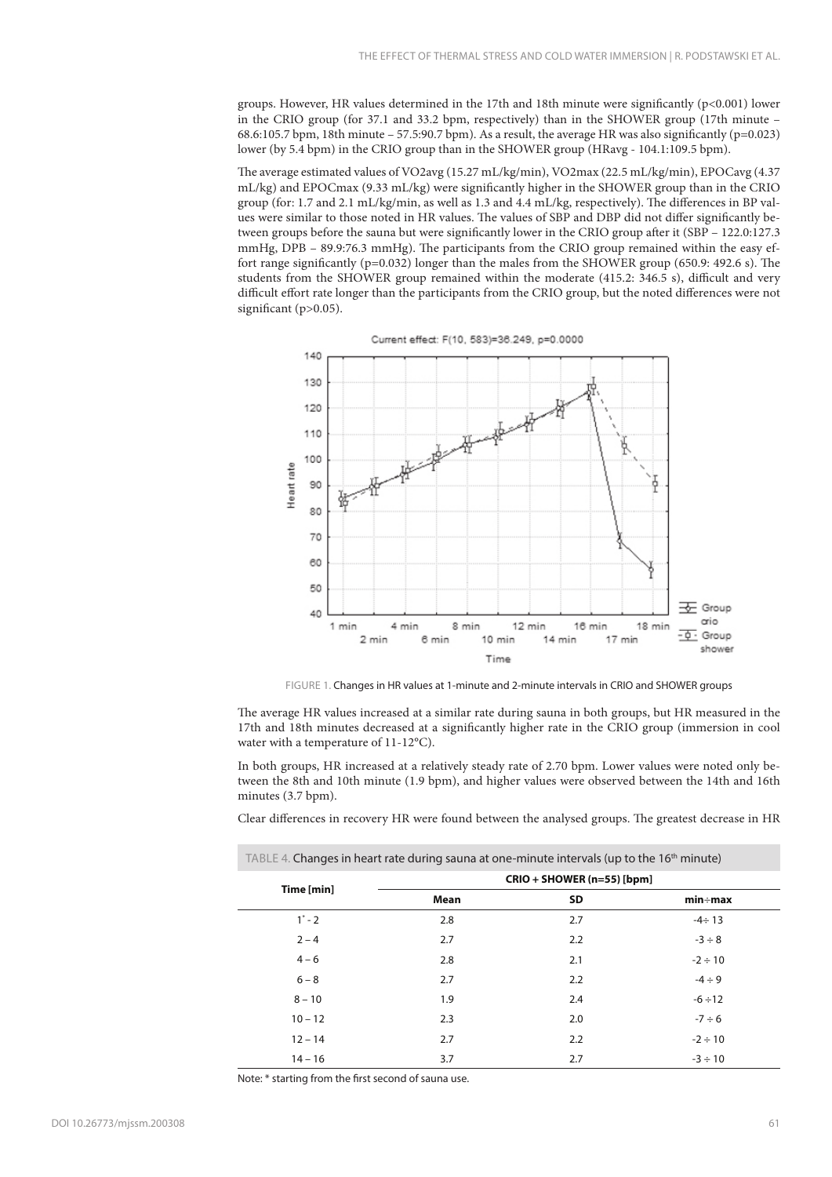groups. However, HR values determined in the 17th and 18th minute were significantly ($p<0.001$) lower in the CRIO group (for 37.1 and 33.2 bpm, respectively) than in the SHOWER group (17th minute – 68.6:105.7 bpm, 18th minute – 57.5:90.7 bpm). As a result, the average HR was also significantly ($p=0.023$) lower (by 5.4 bpm) in the CRIO group than in the SHOWER group ($HR_{avg}$ - 104.1:109.5 bpm).

The average estimated values of $VO2_{avg}$ (15.27 mL/kg/min), $VO2_{max}$ (22.5 mL/kg/min), $EPOC_{avg}$ (4.37 mL/kg) and $EPOC_{max}$ (9.33 mL/kg) were significantly higher in the SHOWER group than in the CRIO group (for: 1.7 and 2.1 mL/kg/min, as well as 1.3 and 4.4 mL/kg, respectively). The differences in BP values were similar to those noted in HR values. The values of SBP and DBP did not differ significantly between groups before the sauna but were significantly lower in the CRIO group after it (SBP – 122.0:127.3 mmHg, DPB – 89.9:76.3 mmHg). The participants from the CRIO group remained within the easy effort range significantly ($p=0.032$) longer than the males from the SHOWER group (650.9: 492.6 s). The students from the SHOWER group remained within the moderate (415.2: 346.5 s), difficult and very difficult effort rate longer than the participants from the CRIO group, but the noted differences were not significant ($p>0.05$).

FIGURE 1. Changes in HR values at 1-minute and 2-minute intervals in CRIO and SHOWER groups

The average HR values increased at a similar rate during sauna in both groups, but HR measured in the 17th and 18th minutes decreased at a significantly higher rate in the CRIO group (immersion in cool water with a temperature of 11-12°C).

In both groups, HR increased at a relatively steady rate of 2.70 bpm. Lower values were noted only between the 8th and 10th minute (1.9 bpm), and higher values were observed between the 14th and 16th minutes (3.7 bpm).

Clear differences in recovery HR were found between the analysed groups. The greatest decrease in HR

TABLE 4. Changes in heart rate during sauna at one-minute intervals (up to the 16th minute)

| Time [min] | CRIO + SHOWER (n=55) [bpm] | | |
|---|---|---|---|
| | Mean | SD | min÷max |
| 1* - 2 | 2.8 | 2.7 | -4÷ 13 |
| 2 – 4 | 2.7 | 2.2 | -3 ÷ 8 |
| 4 – 6 | 2.8 | 2.1 | -2 ÷ 10 |
| 6 – 8 | 2.7 | 2.2 | -4 ÷ 9 |
| 8 – 10 | 1.9 | 2.4 | -6 ÷12 |
| 10 – 12 | 2.3 | 2.0 | -7 ÷ 6 |
| 12 – 14 | 2.7 | 2.2 | -2 ÷ 10 |
| 14 – 16 | 3.7 | 2.7 | -3 ÷ 10 |

Note: * starting from the first second of sauna use.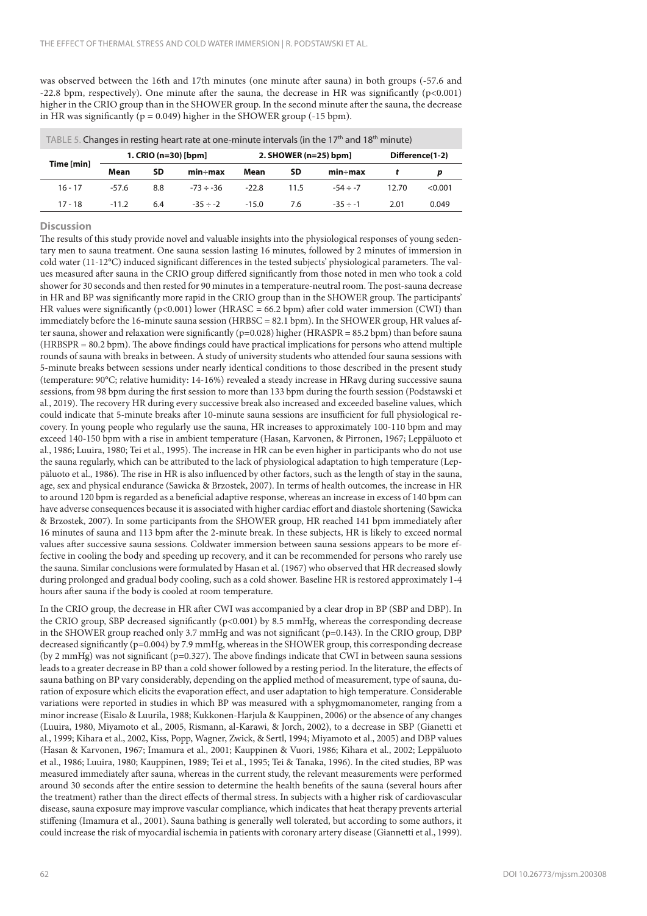was observed between the 16th and 17th minutes (one minute after sauna) in both groups (-57.6 and -22.8 bpm, respectively). One minute after the sauna, the decrease in HR was significantly ($p<0.001$) higher in the CRIO group than in the SHOWER group. In the second minute after the sauna, the decrease in HR was significantly ($p = 0.049$) higher in the SHOWER group (-15 bpm).

TABLE 5. Changes in resting heart rate at one-minute intervals (in the 17th and 18th minute)

| Time [min] | 1. CRIO (n=30) [bpm] | | | 2. SHOWER (n=25) [bpm] | | | Difference(1-2) | |
|---|---|---|---|---|---|---|---|---|
| | Mean | SD | min÷max | Mean | SD | min÷max | t | p |
| 16 - 17 | -57.6 | 8.8 | -73 ÷ -36 | -22.8 | 11.5 | -54 ÷ -7 | 12.70 | <0.001 |
| 17 - 18 | -11.2 | 6.4 | -35 ÷ -2 | -15.0 | 7.6 | -35 ÷ -1 | 2.01 | 0.049 |

## Discussion

The results of this study provide novel and valuable insights into the physiological responses of young sedentary men to sauna treatment. One sauna session lasting 16 minutes, followed by 2 minutes of immersion in cold water (11-12°C) induced significant differences in the tested subjects' physiological parameters. The values measured after sauna in the CRIO group differed significantly from those noted in men who took a cold shower for 30 seconds and then rested for 90 minutes in a temperature-neutral room. The post-sauna decrease in HR and BP was significantly more rapid in the CRIO group than in the SHOWER group. The participants' HR values were significantly ($p<0.001$) lower (HRASC = 66.2 bpm) after cold water immersion (CWI) than immediately before the 16-minute sauna session (HRBSC = 82.1 bpm). In the SHOWER group, HR values after sauna, shower and relaxation were significantly ($p=0.028$) higher (HRASPR = 85.2 bpm) than before sauna (HRBSPR = 80.2 bpm). The above findings could have practical implications for persons who attend multiple rounds of sauna with breaks in between. A study of university students who attended four sauna sessions with 5-minute breaks between sessions under nearly identical conditions to those described in the present study (temperature: 90°C; relative humidity: 14-16%) revealed a steady increase in HRavg during successive sauna sessions, from 98 bpm during the first session to more than 133 bpm during the fourth session (Podstawski et al., 2019). The recovery HR during every successive break also increased and exceeded baseline values, which could indicate that 5-minute breaks after 10-minute sauna sessions are insufficient for full physiological recovery. In young people who regularly use the sauna, HR increases to approximately 100-110 bpm and may exceed 140-150 bpm with a rise in ambient temperature (Hasan, Karvonen, & Pirronen, 1967; Leppäluoto et al., 1986; Luuira, 1980; Tei et al., 1995). The increase in HR can be even higher in participants who do not use the sauna regularly, which can be attributed to the lack of physiological adaptation to high temperature (Leppäluoto et al., 1986). The rise in HR is also influenced by other factors, such as the length of stay in the sauna, age, sex and physical endurance (Sawicka & Brzostek, 2007). In terms of health outcomes, the increase in HR to around 120 bpm is regarded as a beneficial adaptive response, whereas an increase in excess of 140 bpm can have adverse consequences because it is associated with higher cardiac effort and diastole shortening (Sawicka & Brzostek, 2007). In some participants from the SHOWER group, HR reached 141 bpm immediately after 16 minutes of sauna and 113 bpm after the 2-minute break. In these subjects, HR is likely to exceed normal values after successive sauna sessions. Coldwater immersion between sauna sessions appears to be more effective in cooling the body and speeding up recovery, and it can be recommended for persons who rarely use the sauna. Similar conclusions were formulated by Hasan et al. (1967) who observed that HR decreased slowly during prolonged and gradual body cooling, such as a cold shower. Baseline HR is restored approximately 1-4 hours after sauna if the body is cooled at room temperature.

In the CRIO group, the decrease in HR after CWI was accompanied by a clear drop in BP (SBP and DBP). In the CRIO group, SBP decreased significantly ($p<0.001$) by 8.5 mmHg, whereas the corresponding decrease in the SHOWER group reached only 3.7 mmHg and was not significant ($p=0.143$). In the CRIO group, DBP decreased significantly ($p=0.004$) by 7.9 mmHg, whereas in the SHOWER group, this corresponding decrease (by 2 mmHg) was not significant ($p=0.327$). The above findings indicate that CWI in between sauna sessions leads to a greater decrease in BP than a cold shower followed by a resting period. In the literature, the effects of sauna bathing on BP vary considerably, depending on the applied method of measurement, type of sauna, duration of exposure which elicits the evaporation effect, and user adaptation to high temperature. Considerable variations were reported in studies in which BP was measured with a sphygmomanometer, ranging from a minor increase (Eisalo & Luurila, 1988; Kukkonen-Harjula & Kauppinen, 2006) or the absence of any changes (Luuira, 1980, Miyamoto et al., 2005, Rismann, al-Karawi, & Jorch, 2002), to a decrease in SBP (Gianetti et al., 1999; Kihara et al., 2002, Kiss, Popp, Wagner, Zwick, & Sertl, 1994; Miyamoto et al., 2005) and DBP values (Hasan & Karvonen, 1967; Imamura et al., 2001; Kauppinen & Vuori, 1986; Kihara et al., 2002; Leppäluoto et al., 1986; Luuira, 1980; Kauppinen, 1989; Tei et al., 1995; Tei & Tanaka, 1996). In the cited studies, BP was measured immediately after sauna, whereas in the current study, the relevant measurements were performed around 30 seconds after the entire session to determine the health benefits of the sauna (several hours after the treatment) rather than the direct effects of thermal stress. In subjects with a higher risk of cardiovascular disease, sauna exposure may improve vascular compliance, which indicates that heat therapy prevents arterial stiffening (Imamura et al., 2001). Sauna bathing is generally well tolerated, but according to some authors, it could increase the risk of myocardial ischemia in patients with coronary artery disease (Giannetti et al., 1999).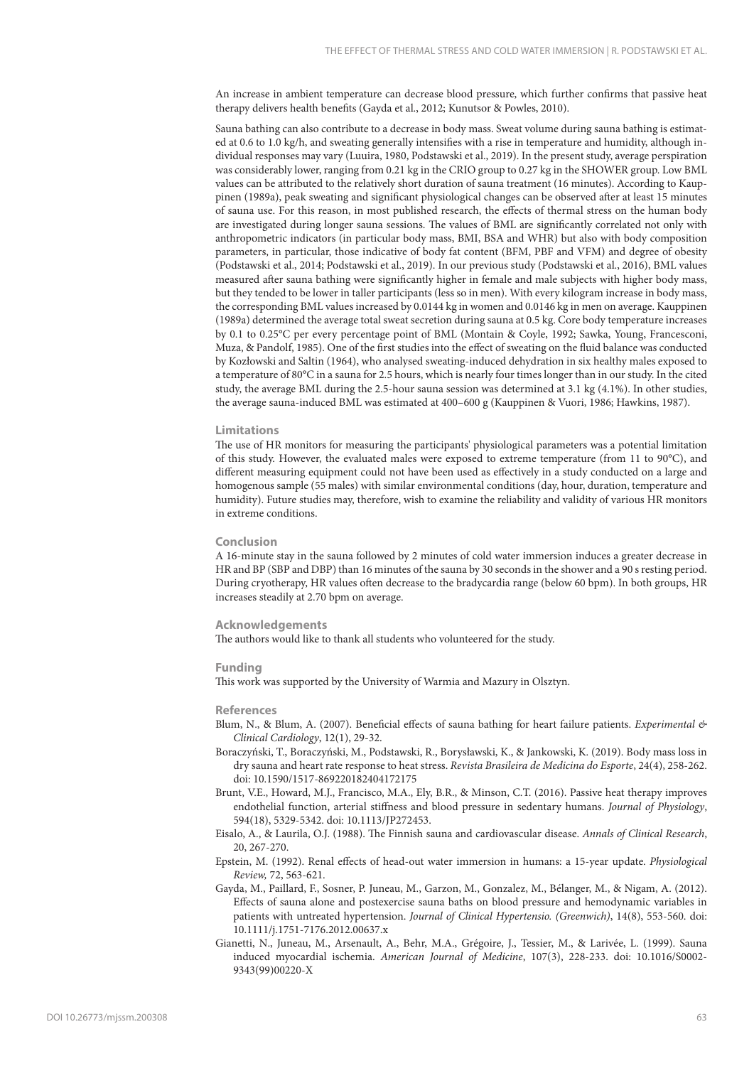An increase in ambient temperature can decrease blood pressure, which further confirms that passive heat therapy delivers health benefits (Gayda et al., 2012; Kunutsor & Powles, 2010).

Sauna bathing can also contribute to a decrease in body mass. Sweat volume during sauna bathing is estimated at 0.6 to 1.0 kg/h, and sweating generally intensifies with a rise in temperature and humidity, although individual responses may vary (Luuira, 1980, Podstawski et al., 2019). In the present study, average perspiration was considerably lower, ranging from 0.21 kg in the CRIO group to 0.27 kg in the SHOWER group. Low BML values can be attributed to the relatively short duration of sauna treatment (16 minutes). According to Kauppinen (1989a), peak sweating and significant physiological changes can be observed after at least 15 minutes of sauna use. For this reason, in most published research, the effects of thermal stress on the human body are investigated during longer sauna sessions. The values of BML are significantly correlated not only with anthropometric indicators (in particular body mass, BMI, BSA and WHR) but also with body composition parameters, in particular, those indicative of body fat content (BFM, PBF and VFM) and degree of obesity (Podstawski et al., 2014; Podstawski et al., 2019). In our previous study (Podstawski et al., 2016), BML values measured after sauna bathing were significantly higher in female and male subjects with higher body mass, but they tended to be lower in taller participants (less so in men). With every kilogram increase in body mass, the corresponding BML values increased by 0.0144 kg in women and 0.0146 kg in men on average. Kauppinen (1989a) determined the average total sweat secretion during sauna at 0.5 kg. Core body temperature increases by 0.1 to 0.25°C per every percentage point of BML (Montain & Coyle, 1992; Sawka, Young, Francesconi, Muza, & Pandolf, 1985). One of the first studies into the effect of sweating on the fluid balance was conducted by Kozłowski and Saltin (1964), who analysed sweating-induced dehydration in six healthy males exposed to a temperature of 80°C in a sauna for 2.5 hours, which is nearly four times longer than in our study. In the cited study, the average BML during the 2.5-hour sauna session was determined at 3.1 kg (4.1%). In other studies, the average sauna-induced BML was estimated at 400–600 g (Kauppinen & Vuori, 1986; Hawkins, 1987).

## Limitations

The use of HR monitors for measuring the participants' physiological parameters was a potential limitation of this study. However, the evaluated males were exposed to extreme temperature (from 11 to 90°C), and different measuring equipment could not have been used as effectively in a study conducted on a large and homogenous sample (55 males) with similar environmental conditions (day, hour, duration, temperature and humidity). Future studies may, therefore, wish to examine the reliability and validity of various HR monitors in extreme conditions.

## Conclusion

A 16-minute stay in the sauna followed by 2 minutes of cold water immersion induces a greater decrease in HR and BP (SBP and DBP) than 16 minutes of the sauna by 30 seconds in the shower and a 90 s resting period. During cryotherapy, HR values often decrease to the bradycardia range (below 60 bpm). In both groups, HR increases steadily at 2.70 bpm on average.

## Acknowledgements

The authors would like to thank all students who volunteered for the study.

## Funding

This work was supported by the University of Warmia and Mazury in Olsztyn.

## References

Blum, N., & Blum, A. (2007). Beneficial effects of sauna bathing for heart failure patients. *Experimental & Clinical Cardiology*, 12(1), 29-32.

Boraczyński, T., Boraczyński, M., Podstawski, R., Borysławski, K., & Jankowski, K. (2019). Body mass loss in dry sauna and heart rate response to heat stress. *Revista Brasileira de Medicina do Esporte*, 24(4), 258-262. doi: 10.1590/1517-869220182404172175

Brunt, V.E., Howard, M.J., Francisco, M.A., Ely, B.R., & Minson, C.T. (2016). Passive heat therapy improves endothelial function, arterial stiffness and blood pressure in sedentary humans. *Journal of Physiology*, 594(18), 5329-5342. doi: 10.1113/JP272453.

Eisalo, A., & Laurila, O.J. (1988). The Finnish sauna and cardiovascular disease. *Annals of Clinical Research*, 20, 267-270.

Epstein, M. (1992). Renal effects of head-out water immersion in humans: a 15-year update. *Physiological Review,* 72, 563-621.

Gayda, M., Paillard, F., Sosner, P. Juneau, M., Garzon, M., Gonzalez, M., Bélanger, M., & Nigam, A. (2012). Effects of sauna alone and postexercise sauna baths on blood pressure and hemodynamic variables in patients with untreated hypertension. *Journal of Clinical Hypertensio. (Greenwich)*, 14(8), 553-560. doi: 10.1111/j.1751-7176.2012.00637.x

Gianetti, N., Juneau, M., Arsenault, A., Behr, M.A., Grégoire, J., Tessier, M., & Larivée, L. (1999). Sauna induced myocardial ischemia. *American Journal of Medicine*, 107(3), 228-233. doi: 10.1016/S0002-9343(99)00220-X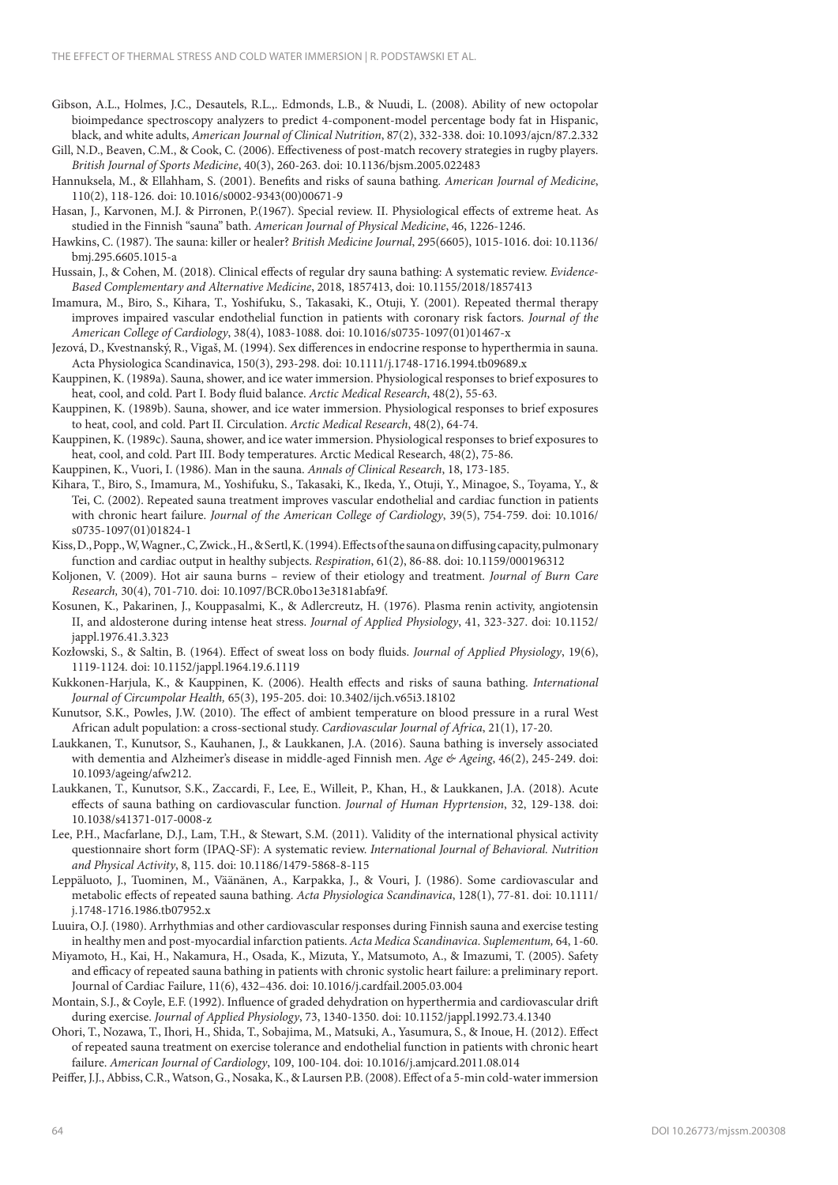Gibson, A.L., Holmes, J.C., Desautels, R.L.,. Edmonds, L.B., & Nuudi, L. (2008). Ability of new octopolar bioimpedance spectroscopy analyzers to predict 4-component-model percentage body fat in Hispanic, black, and white adults, *American Journal of Clinical Nutrition*, 87(2), 332-338. doi: 10.1093/ajcn/87.2.332

Gill, N.D., Beaven, C.M., & Cook, C. (2006). Effectiveness of post-match recovery strategies in rugby players. *British Journal of Sports Medicine*, 40(3), 260-263. doi: 10.1136/bjsm.2005.022483

Hannuksela, M., & Ellahham, S. (2001). Benefits and risks of sauna bathing. *American Journal of Medicine*, 110(2), 118-126. doi: 10.1016/s0002-9343(00)00671-9

Hasan, J., Karvonen, M.J. & Pirronen, P.(1967). Special review. II. Physiological effects of extreme heat. As studied in the Finnish "sauna" bath. *American Journal of Physical Medicine*, 46, 1226-1246.

Hawkins, C. (1987). The sauna: killer or healer? *British Medicine Journal*, 295(6605), 1015-1016. doi: 10.1136/bmj.295.6605.1015-a

Hussain, J., & Cohen, M. (2018). Clinical effects of regular dry sauna bathing: A systematic review. *Evidence-Based Complementary and Alternative Medicine*, 2018, 1857413, doi: 10.1155/2018/1857413

Imamura, M., Biro, S., Kihara, T., Yoshifuku, S., Takasaki, K., Otuji, Y. (2001). Repeated thermal therapy improves impaired vascular endothelial function in patients with coronary risk factors. *Journal of the American College of Cardiology*, 38(4), 1083-1088. doi: 10.1016/s0735-1097(01)01467-x

Jezová, D., Kvestnanský, R., Vigaš, M. (1994). Sex differences in endocrine response to hyperthermia in sauna. Acta Physiologica Scandinavica, 150(3), 293-298. doi: 10.1111/j.1748-1716.1994.tb09689.x

Kauppinen, K. (1989a). Sauna, shower, and ice water immersion. Physiological responses to brief exposures to heat, cool, and cold. Part I. Body fluid balance. *Arctic Medical Research*, 48(2), 55-63.

Kauppinen, K. (1989b). Sauna, shower, and ice water immersion. Physiological responses to brief exposures to heat, cool, and cold. Part II. Circulation. *Arctic Medical Research*, 48(2), 64-74.

Kauppinen, K. (1989c). Sauna, shower, and ice water immersion. Physiological responses to brief exposures to heat, cool, and cold. Part III. Body temperatures. Arctic Medical Research, 48(2), 75-86.

Kauppinen, K., Vuori, I. (1986). Man in the sauna. *Annals of Clinical Research*, 18, 173-185.

Kihara, T., Biro, S., Imamura, M., Yoshifuku, S., Takasaki, K., Ikeda, Y., Otuji, Y., Minagoe, S., Toyama, Y., & Tei, C. (2002). Repeated sauna treatment improves vascular endothelial and cardiac function in patients with chronic heart failure. *Journal of the American College of Cardiology*, 39(5), 754-759. doi: 10.1016/s0735-1097(01)01824-1

Kiss, D., Popp., W, Wagner., C, Zwick., H., & Sertl, K. (1994). Effects of the sauna on diffusing capacity, pulmonary function and cardiac output in healthy subjects. *Respiration*, 61(2), 86-88. doi: 10.1159/000196312

Koljonen, V. (2009). Hot air sauna burns – review of their etiology and treatment. *Journal of Burn Care Research,* 30(4), 701-710. doi: 10.1097/BCR.0bo13e3181abfa9f.

Kosunen, K., Pakarinen, J., Kouppasalmi, K., & Adlercreutz, H. (1976). Plasma renin activity, angiotensin II, and aldosterone during intense heat stress. *Journal of Applied Physiology*, 41, 323-327. doi: 10.1152/jappl.1976.41.3.323

Kozłowski, S., & Saltin, B. (1964). Effect of sweat loss on body fluids. *Journal of Applied Physiology*, 19(6), 1119-1124. doi: 10.1152/jappl.1964.19.6.1119

Kukkonen-Harjula, K., & Kauppinen, K. (2006). Health effects and risks of sauna bathing. *International Journal of Circumpolar Health,* 65(3), 195-205. doi: 10.3402/ijch.v65i3.18102

Kunutsor, S.K., Powles, J.W. (2010). The effect of ambient temperature on blood pressure in a rural West African adult population: a cross-sectional study. *Cardiovascular Journal of Africa*, 21(1), 17-20.

Laukkanen, T., Kunutsor, S., Kauhanen, J., & Laukkanen, J.A. (2016). Sauna bathing is inversely associated with dementia and Alzheimer's disease in middle-aged Finnish men. *Age & Ageing*, 46(2), 245-249. doi: 10.1093/ageing/afw212.

Laukkanen, T., Kunutsor, S.K., Zaccardi, F., Lee, E., Willeit, P., Khan, H., & Laukkanen, J.A. (2018). Acute effects of sauna bathing on cardiovascular function. *Journal of Human Hyprtension*, 32, 129-138. doi: 10.1038/s41371-017-0008-z

Lee, P.H., Macfarlane, D.J., Lam, T.H., & Stewart, S.M. (2011). Validity of the international physical activity questionnaire short form (IPAQ-SF): A systematic review. *International Journal of Behavioral. Nutrition and Physical Activity*, 8, 115. doi: 10.1186/1479-5868-8-115

Leppäluoto, J., Tuominen, M., Väänänen, A., Karpakka, J., & Vouri, J. (1986). Some cardiovascular and metabolic effects of repeated sauna bathing. *Acta Physiologica Scandinavica*, 128(1), 77-81. doi: 10.1111/j.1748-1716.1986.tb07952.x

Luuira, O.J. (1980). Arrhythmias and other cardiovascular responses during Finnish sauna and exercise testing in healthy men and post-myocardial infarction patients. *Acta Medica Scandinavica. Suplementum,* 64, 1-60.

Miyamoto, H., Kai, H., Nakamura, H., Osada, K., Mizuta, Y., Matsumoto, A., & Imazumi, T. (2005). Safety and efficacy of repeated sauna bathing in patients with chronic systolic heart failure: a preliminary report. Journal of Cardiac Failure, 11(6), 432–436. doi: 10.1016/j.cardfail.2005.03.004

Montain, S.J., & Coyle, E.F. (1992). Influence of graded dehydration on hyperthermia and cardiovascular drift during exercise. *Journal of Applied Physiology*, 73, 1340-1350. doi: 10.1152/jappl.1992.73.4.1340

Ohori, T., Nozawa, T., Ihori, H., Shida, T., Sobajima, M., Matsuki, A., Yasumura, S., & Inoue, H. (2012). Effect of repeated sauna treatment on exercise tolerance and endothelial function in patients with chronic heart failure. *American Journal of Cardiology*, 109, 100-104. doi: 10.1016/j.amjcard.2011.08.014

Peiffer, J.J., Abbiss, C.R., Watson, G., Nosaka, K., & Laursen P.B. (2008). Effect of a 5-min cold-water immersion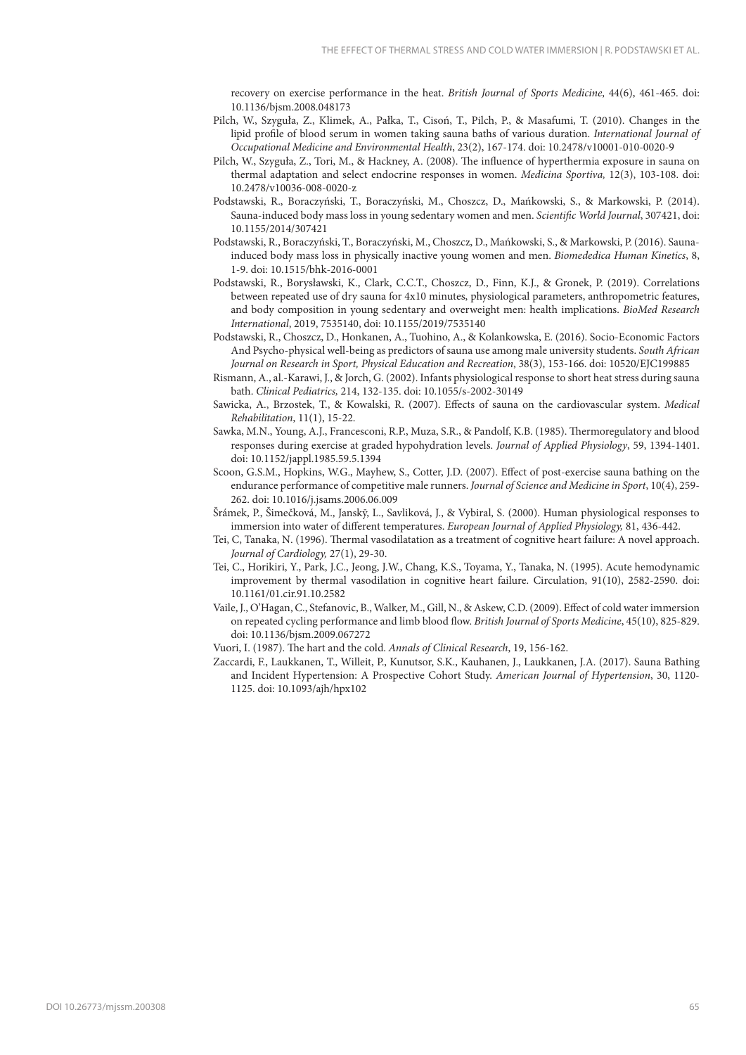recovery on exercise performance in the heat. *British Journal of Sports Medicine*, 44(6), 461-465. doi: 10.1136/bjsm.2008.048173

Pilch, W., Szyguła, Z., Klimek, A., Pałka, T., Cisoń, T., Pilch, P., & Masafumi, T. (2010). Changes in the lipid profile of blood serum in women taking sauna baths of various duration. *International Journal of Occupational Medicine and Environmental Health*, 23(2), 167-174. doi: 10.2478/v10001-010-0020-9

Pilch, W., Szyguła, Z., Tori, M., & Hackney, A. (2008). The influence of hyperthermia exposure in sauna on thermal adaptation and select endocrine responses in women. *Medicina Sportiva,* 12(3), 103-108. doi: 10.2478/v10036-008-0020-z

Podstawski, R., Boraczyński, T., Boraczyński, M., Choszcz, D., Mańkowski, S., & Markowski, P. (2014). Sauna-induced body mass loss in young sedentary women and men. *Scientific World Journal*, 307421, doi: 10.1155/2014/307421

Podstawski, R., Boraczyński, T., Boraczyński, M., Choszcz, D., Mańkowski, S., & Markowski, P. (2016). Sauna-induced body mass loss in physically inactive young women and men. *Biomededica Human Kinetics*, 8, 1-9. doi: 10.1515/bhk-2016-0001

Podstawski, R., Borysławski, K., Clark, C.C.T., Choszcz, D., Finn, K.J., & Gronek, P. (2019). Correlations between repeated use of dry sauna for 4x10 minutes, physiological parameters, anthropometric features, and body composition in young sedentary and overweight men: health implications. *BioMed Research International*, 2019, 7535140, doi: 10.1155/2019/7535140

Podstawski, R., Choszcz, D., Honkanen, A., Tuohino, A., & Kolankowska, E. (2016). Socio-Economic Factors And Psycho-physical well-being as predictors of sauna use among male university students. *South African Journal on Research in Sport, Physical Education and Recreation*, 38(3), 153-166. doi: 10520/EJC199885

Rismann, A., al.-Karawi, J., & Jorch, G. (2002). Infants physiological response to short heat stress during sauna bath. *Clinical Pediatrics,* 214, 132-135. doi: 10.1055/s-2002-30149

Sawicka, A., Brzostek, T., & Kowalski, R. (2007). Effects of sauna on the cardiovascular system. *Medical Rehabilitation*, 11(1), 15-22.

Sawka, M.N., Young, A.J., Francesconi, R.P., Muza, S.R., & Pandolf, K.B. (1985). Thermoregulatory and blood responses during exercise at graded hypohydration levels. *Journal of Applied Physiology*, 59, 1394-1401. doi: 10.1152/jappl.1985.59.5.1394

Scoon, G.S.M., Hopkins, W.G., Mayhew, S., Cotter, J.D. (2007). Effect of post-exercise sauna bathing on the endurance performance of competitive male runners. *Journal of Science and Medicine in Sport*, 10(4), 259-262. doi: 10.1016/j.jsams.2006.06.009

Šrámek, P., Šimečková, M., Janský, L., Savliková, J., & Vybiral, S. (2000). Human physiological responses to immersion into water of different temperatures. *European Journal of Applied Physiology,* 81, 436-442.

Tei, C, Tanaka, N. (1996). Thermal vasodilatation as a treatment of cognitive heart failure: A novel approach. *Journal of Cardiology,* 27(1), 29-30.

Tei, C., Horikiri, Y., Park, J.C., Jeong, J.W., Chang, K.S., Toyama, Y., Tanaka, N. (1995). Acute hemodynamic improvement by thermal vasodilation in cognitive heart failure. Circulation, 91(10), 2582-2590. doi: 10.1161/01.cir.91.10.2582

Vaile, J., O'Hagan, C., Stefanovic, B., Walker, M., Gill, N., & Askew, C.D. (2009). Effect of cold water immersion on repeated cycling performance and limb blood flow. *British Journal of Sports Medicine*, 45(10), 825-829. doi: 10.1136/bjsm.2009.067272

Vuori, I. (1987). The hart and the cold. *Annals of Clinical Research*, 19, 156-162.

Zaccardi, F., Laukkanen, T., Willeit, P., Kunutsor, S.K., Kauhanen, J., Laukkanen, J.A. (2017). Sauna Bathing and Incident Hypertension: A Prospective Cohort Study. *American Journal of Hypertension*, 30, 1120-1125. doi: 10.1093/ajh/hpx102